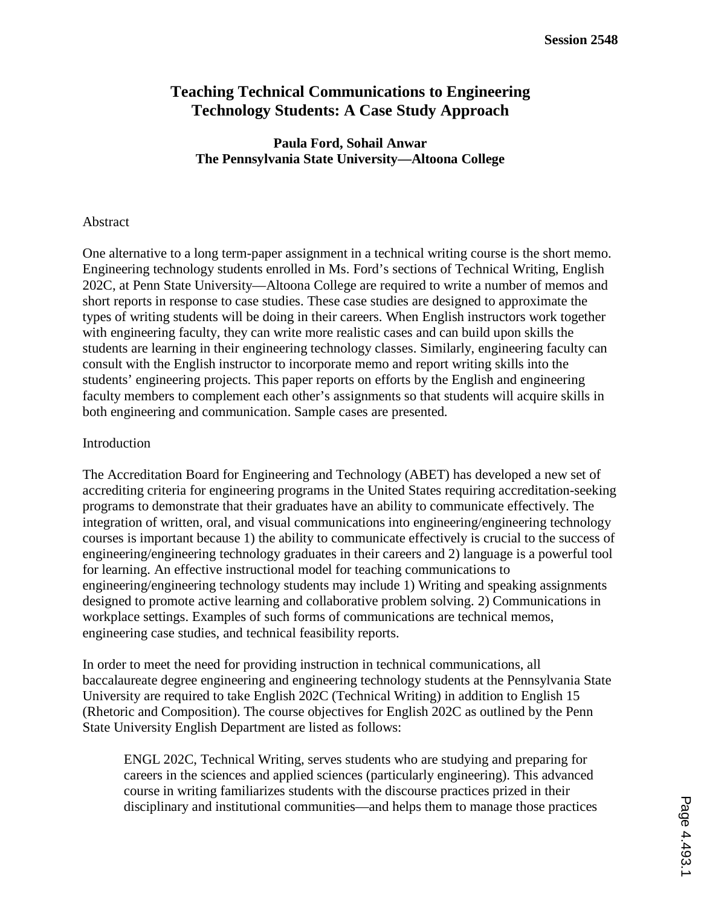# Teaching Technical Communications to Engineering Technology Students: A Case Study Approach

**Paula Ford, Sohail Anwar**
**The Pennsylvania State University—Altoona College**

## Abstract

One alternative to a long term-paper assignment in a technical writing course is the short memo. Engineering technology students enrolled in Ms. Ford's sections of Technical Writing, English 202C, at Penn State University—Altoona College are required to write a number of memos and short reports in response to case studies. These case studies are designed to approximate the types of writing students will be doing in their careers. When English instructors work together with engineering faculty, they can write more realistic cases and can build upon skills the students are learning in their engineering technology classes. Similarly, engineering faculty can consult with the English instructor to incorporate memo and report writing skills into the students' engineering projects. This paper reports on efforts by the English and engineering faculty members to complement each other's assignments so that students will acquire skills in both engineering and communication. Sample cases are presented.

## Introduction

The Accreditation Board for Engineering and Technology (ABET) has developed a new set of accrediting criteria for engineering programs in the United States requiring accreditation-seeking programs to demonstrate that their graduates have an ability to communicate effectively. The integration of written, oral, and visual communications into engineering/engineering technology courses is important because 1) the ability to communicate effectively is crucial to the success of engineering/engineering technology graduates in their careers and 2) language is a powerful tool for learning. An effective instructional model for teaching communications to engineering/engineering technology students may include 1) Writing and speaking assignments designed to promote active learning and collaborative problem solving. 2) Communications in workplace settings. Examples of such forms of communications are technical memos, engineering case studies, and technical feasibility reports.

In order to meet the need for providing instruction in technical communications, all baccalaureate degree engineering and engineering technology students at the Pennsylvania State University are required to take English 202C (Technical Writing) in addition to English 15 (Rhetoric and Composition). The course objectives for English 202C as outlined by the Penn State University English Department are listed as follows:

> ENGL 202C, Technical Writing, serves students who are studying and preparing for careers in the sciences and applied sciences (particularly engineering). This advanced course in writing familiarizes students with the discourse practices prized in their disciplinary and institutional communities—and helps them to manage those practices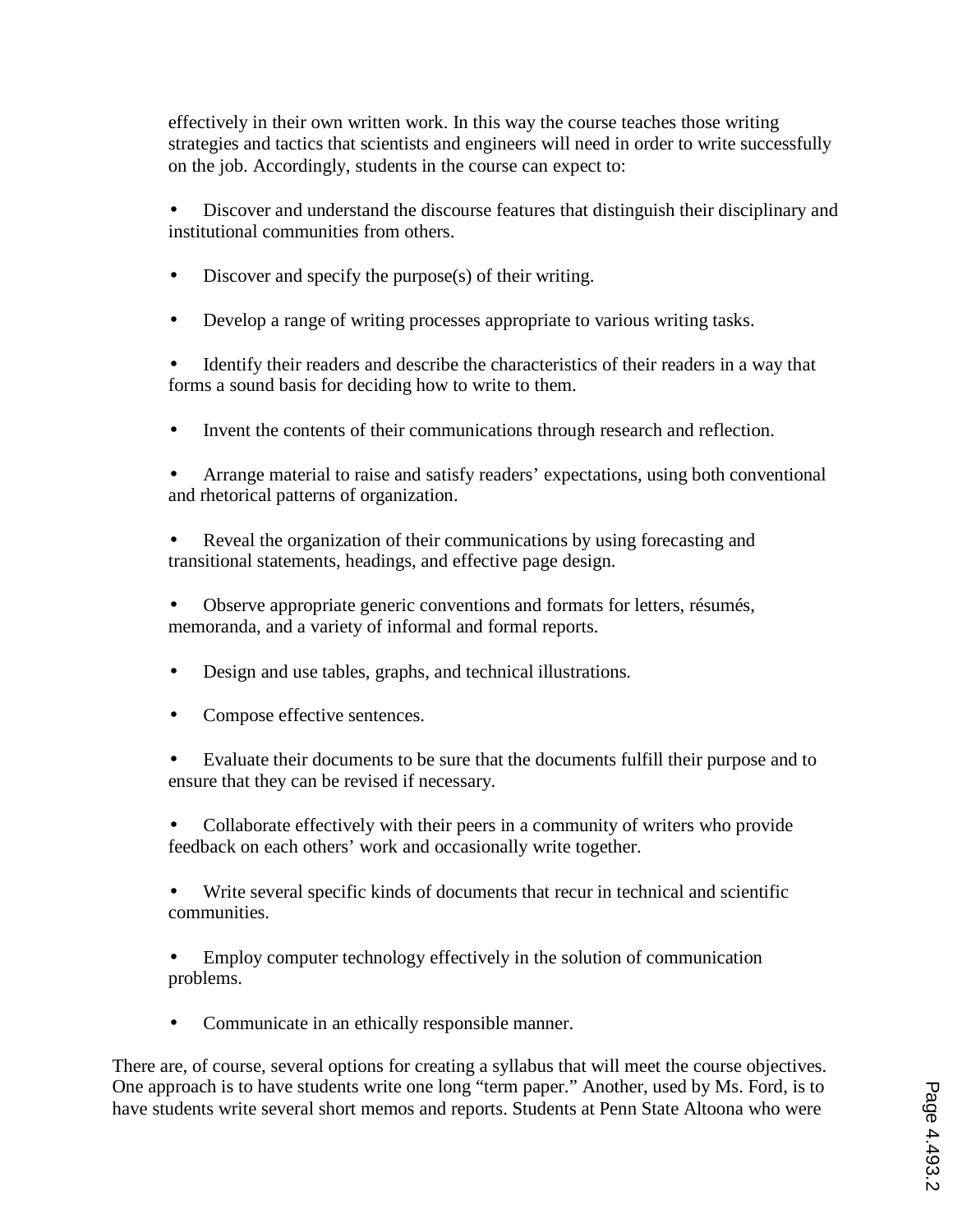effectively in their own written work. In this way the course teaches those writing strategies and tactics that scientists and engineers will need in order to write successfully on the job. Accordingly, students in the course can expect to:

- Discover and understand the discourse features that distinguish their disciplinary and institutional communities from others.
- Discover and specify the purpose(s) of their writing.
- Develop a range of writing processes appropriate to various writing tasks.
- Identify their readers and describe the characteristics of their readers in a way that forms a sound basis for deciding how to write to them.
- Invent the contents of their communications through research and reflection.
- Arrange material to raise and satisfy readers' expectations, using both conventional and rhetorical patterns of organization.
- Reveal the organization of their communications by using forecasting and transitional statements, headings, and effective page design.
- Observe appropriate generic conventions and formats for letters, résumés, memoranda, and a variety of informal and formal reports.
- Design and use tables, graphs, and technical illustrations.
- Compose effective sentences.
- Evaluate their documents to be sure that the documents fulfill their purpose and to ensure that they can be revised if necessary.
- Collaborate effectively with their peers in a community of writers who provide feedback on each others' work and occasionally write together.
- Write several specific kinds of documents that recur in technical and scientific communities.
- Employ computer technology effectively in the solution of communication problems.
- Communicate in an ethically responsible manner.

There are, of course, several options for creating a syllabus that will meet the course objectives. One approach is to have students write one long "term paper." Another, used by Ms. Ford, is to have students write several short memos and reports. Students at Penn State Altoona who were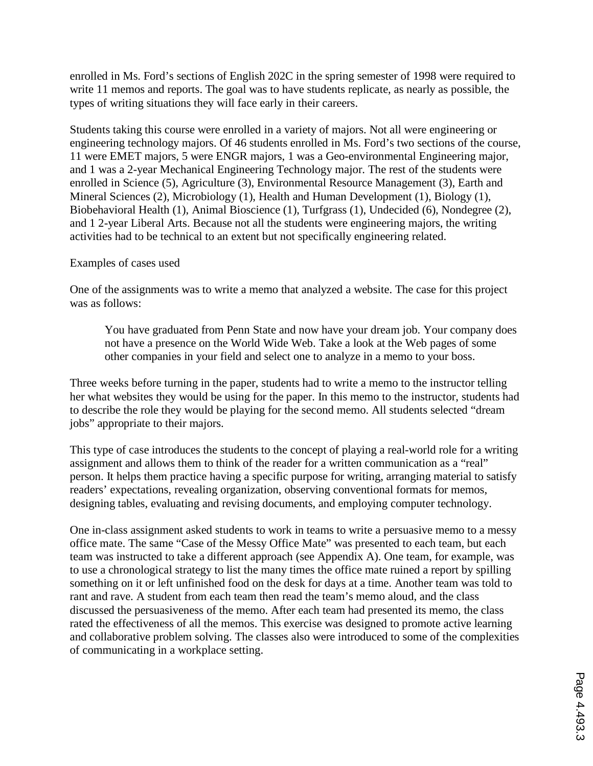enrolled in Ms. Ford's sections of English 202C in the spring semester of 1998 were required to write 11 memos and reports. The goal was to have students replicate, as nearly as possible, the types of writing situations they will face early in their careers.

Students taking this course were enrolled in a variety of majors. Not all were engineering or engineering technology majors. Of 46 students enrolled in Ms. Ford's two sections of the course, 11 were EMET majors, 5 were ENGR majors, 1 was a Geo-environmental Engineering major, and 1 was a 2-year Mechanical Engineering Technology major. The rest of the students were enrolled in Science (5), Agriculture (3), Environmental Resource Management (3), Earth and Mineral Sciences (2), Microbiology (1), Health and Human Development (1), Biology (1), Biobehavioral Health (1), Animal Bioscience (1), Turfgrass (1), Undecided (6), Nondegree (2), and 1 2-year Liberal Arts. Because not all the students were engineering majors, the writing activities had to be technical to an extent but not specifically engineering related.

Examples of cases used

One of the assignments was to write a memo that analyzed a website. The case for this project was as follows:

> You have graduated from Penn State and now have your dream job. Your company does not have a presence on the World Wide Web. Take a look at the Web pages of some other companies in your field and select one to analyze in a memo to your boss.

Three weeks before turning in the paper, students had to write a memo to the instructor telling her what websites they would be using for the paper. In this memo to the instructor, students had to describe the role they would be playing for the second memo. All students selected "dream jobs" appropriate to their majors.

This type of case introduces the students to the concept of playing a real-world role for a writing assignment and allows them to think of the reader for a written communication as a "real" person. It helps them practice having a specific purpose for writing, arranging material to satisfy readers' expectations, revealing organization, observing conventional formats for memos, designing tables, evaluating and revising documents, and employing computer technology.

One in-class assignment asked students to work in teams to write a persuasive memo to a messy office mate. The same "Case of the Messy Office Mate" was presented to each team, but each team was instructed to take a different approach (see Appendix A). One team, for example, was to use a chronological strategy to list the many times the office mate ruined a report by spilling something on it or left unfinished food on the desk for days at a time. Another team was told to rant and rave. A student from each team then read the team's memo aloud, and the class discussed the persuasiveness of the memo. After each team had presented its memo, the class rated the effectiveness of all the memos. This exercise was designed to promote active learning and collaborative problem solving. The classes also were introduced to some of the complexities of communicating in a workplace setting.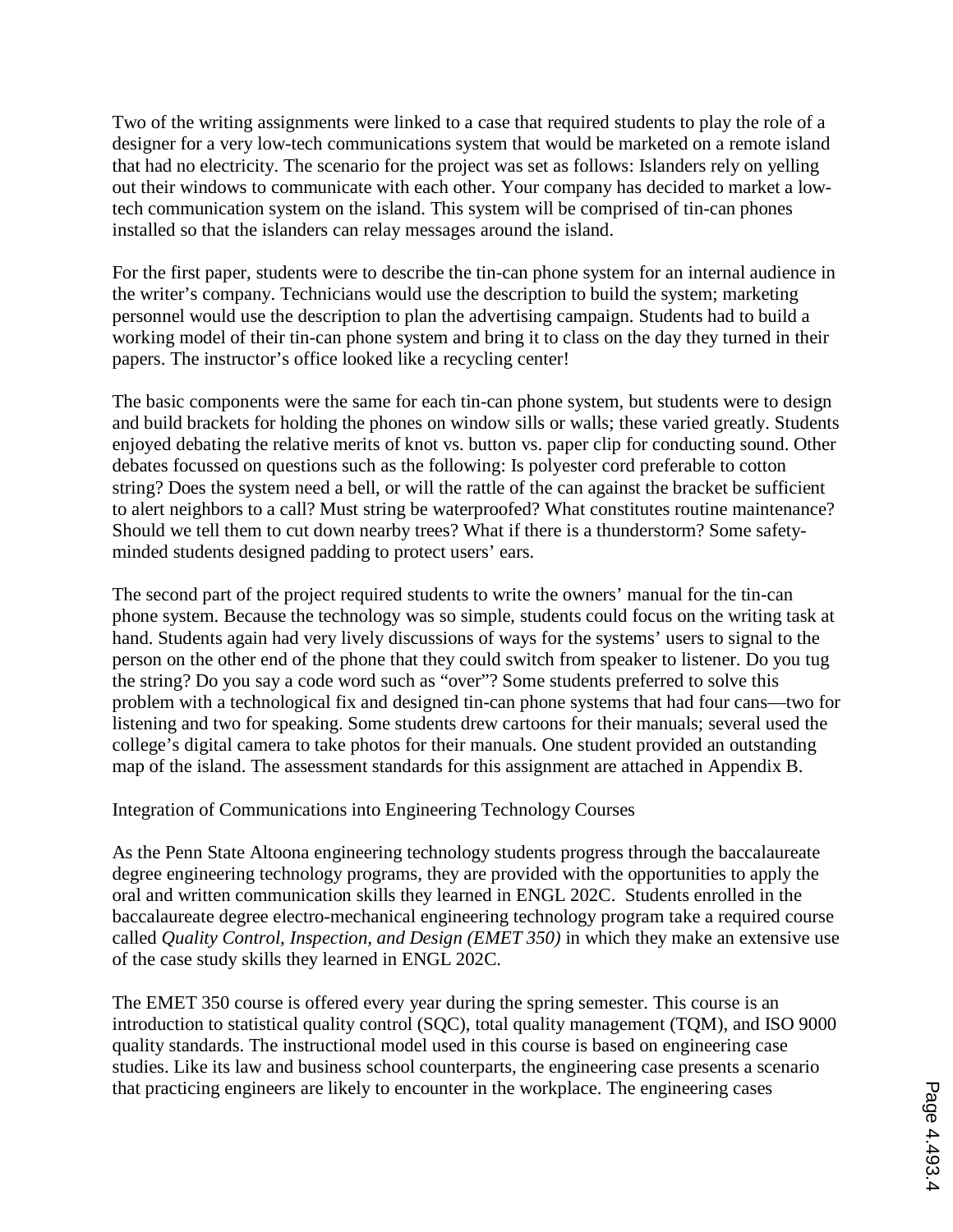Two of the writing assignments were linked to a case that required students to play the role of a designer for a very low-tech communications system that would be marketed on a remote island that had no electricity. The scenario for the project was set as follows: Islanders rely on yelling out their windows to communicate with each other. Your company has decided to market a low-tech communication system on the island. This system will be comprised of tin-can phones installed so that the islanders can relay messages around the island.

For the first paper, students were to describe the tin-can phone system for an internal audience in the writer's company. Technicians would use the description to build the system; marketing personnel would use the description to plan the advertising campaign. Students had to build a working model of their tin-can phone system and bring it to class on the day they turned in their papers. The instructor's office looked like a recycling center!

The basic components were the same for each tin-can phone system, but students were to design and build brackets for holding the phones on window sills or walls; these varied greatly. Students enjoyed debating the relative merits of knot vs. button vs. paper clip for conducting sound. Other debates focussed on questions such as the following: Is polyester cord preferable to cotton string? Does the system need a bell, or will the rattle of the can against the bracket be sufficient to alert neighbors to a call? Must string be waterproofed? What constitutes routine maintenance? Should we tell them to cut down nearby trees? What if there is a thunderstorm? Some safety-minded students designed padding to protect users' ears.

The second part of the project required students to write the owners' manual for the tin-can phone system. Because the technology was so simple, students could focus on the writing task at hand. Students again had very lively discussions of ways for the systems' users to signal to the person on the other end of the phone that they could switch from speaker to listener. Do you tug the string? Do you say a code word such as "over"? Some students preferred to solve this problem with a technological fix and designed tin-can phone systems that had four cans—two for listening and two for speaking. Some students drew cartoons for their manuals; several used the college's digital camera to take photos for their manuals. One student provided an outstanding map of the island. The assessment standards for this assignment are attached in Appendix B.

## Integration of Communications into Engineering Technology Courses

As the Penn State Altoona engineering technology students progress through the baccalaureate degree engineering technology programs, they are provided with the opportunities to apply the oral and written communication skills they learned in ENGL 202C. Students enrolled in the baccalaureate degree electro-mechanical engineering technology program take a required course called *Quality Control, Inspection, and Design (EMET 350)* in which they make an extensive use of the case study skills they learned in ENGL 202C.

The EMET 350 course is offered every year during the spring semester. This course is an introduction to statistical quality control (SQC), total quality management (TQM), and ISO 9000 quality standards. The instructional model used in this course is based on engineering case studies. Like its law and business school counterparts, the engineering case presents a scenario that practicing engineers are likely to encounter in the workplace. The engineering cases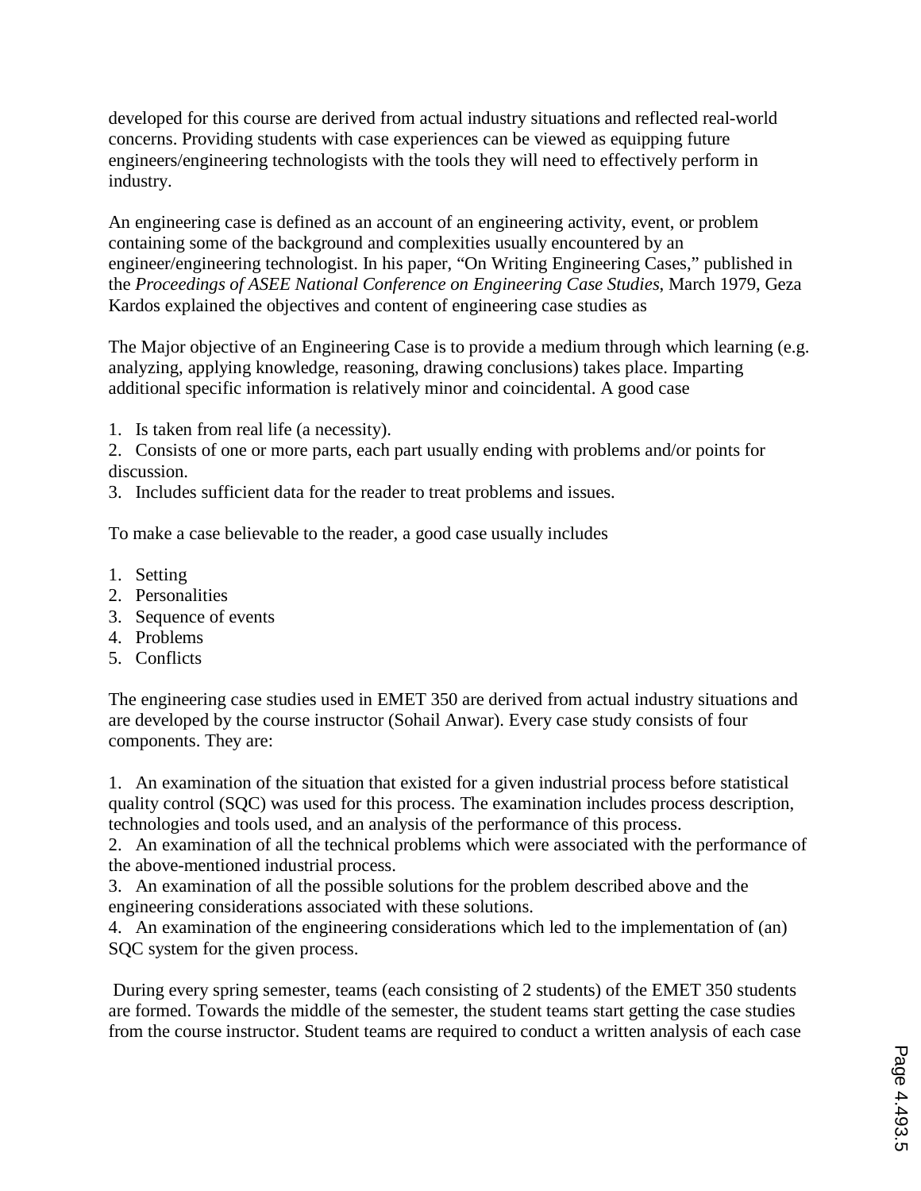developed for this course are derived from actual industry situations and reflected real-world concerns. Providing students with case experiences can be viewed as equipping future engineers/engineering technologists with the tools they will need to effectively perform in industry.

An engineering case is defined as an account of an engineering activity, event, or problem containing some of the background and complexities usually encountered by an engineer/engineering technologist. In his paper, "On Writing Engineering Cases," published in the *Proceedings of ASEE National Conference on Engineering Case Studies*, March 1979, Geza Kardos explained the objectives and content of engineering case studies as

The Major objective of an Engineering Case is to provide a medium through which learning (e.g. analyzing, applying knowledge, reasoning, drawing conclusions) takes place. Imparting additional specific information is relatively minor and coincidental. A good case

1. Is taken from real life (a necessity).
2. Consists of one or more parts, each part usually ending with problems and/or points for discussion.
3. Includes sufficient data for the reader to treat problems and issues.

To make a case believable to the reader, a good case usually includes

1. Setting
2. Personalities
3. Sequence of events
4. Problems
5. Conflicts

The engineering case studies used in EMET 350 are derived from actual industry situations and are developed by the course instructor (Sohail Anwar). Every case study consists of four components. They are:

1. An examination of the situation that existed for a given industrial process before statistical quality control (SQC) was used for this process. The examination includes process description, technologies and tools used, and an analysis of the performance of this process.
2. An examination of all the technical problems which were associated with the performance of the above-mentioned industrial process.
3. An examination of all the possible solutions for the problem described above and the engineering considerations associated with these solutions.
4. An examination of the engineering considerations which led to the implementation of (an) SQC system for the given process.

During every spring semester, teams (each consisting of 2 students) of the EMET 350 students are formed. Towards the middle of the semester, the student teams start getting the case studies from the course instructor. Student teams are required to conduct a written analysis of each case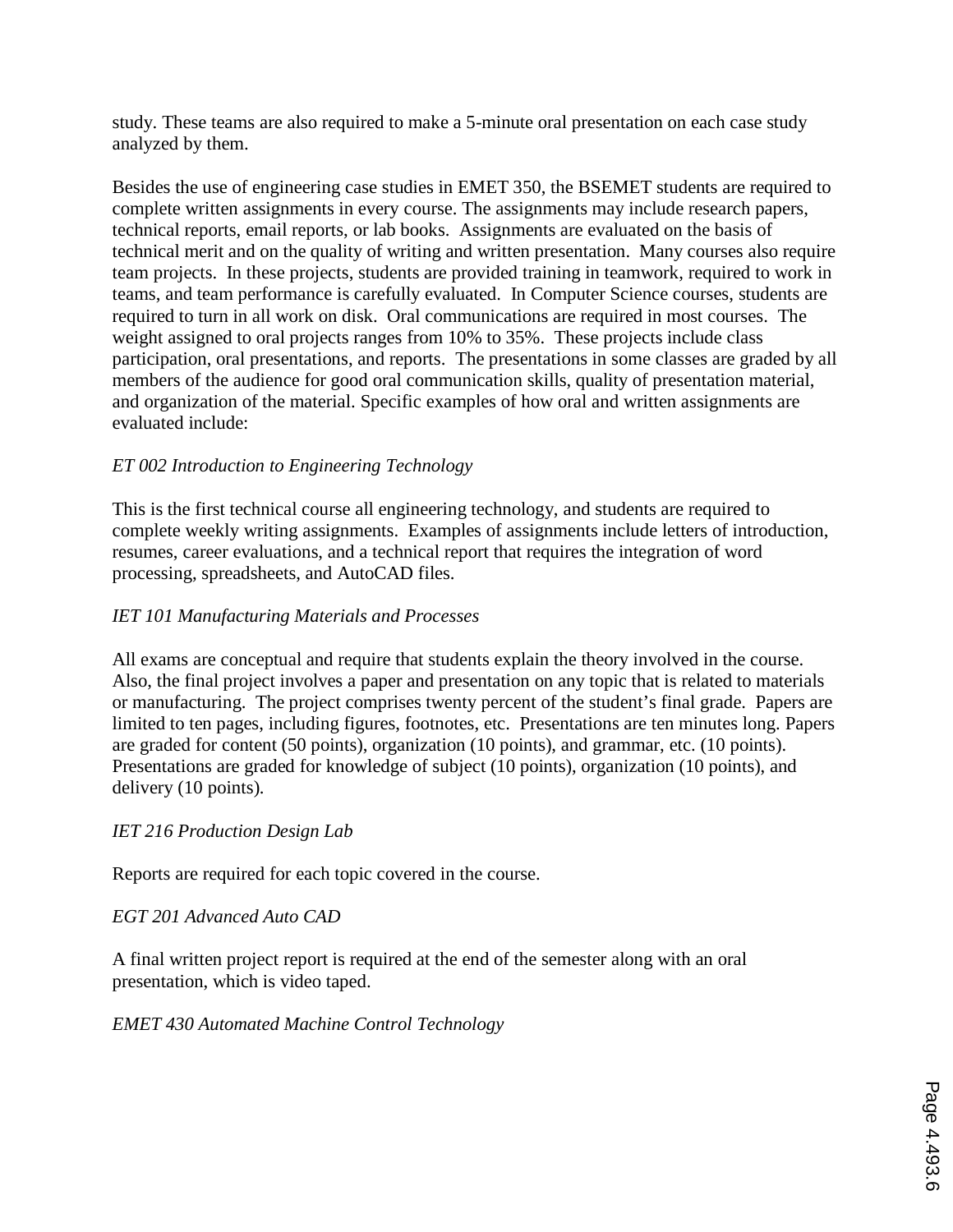study. These teams are also required to make a 5-minute oral presentation on each case study analyzed by them.

Besides the use of engineering case studies in EMET 350, the BSEMET students are required to complete written assignments in every course. The assignments may include research papers, technical reports, email reports, or lab books. Assignments are evaluated on the basis of technical merit and on the quality of writing and written presentation. Many courses also require team projects. In these projects, students are provided training in teamwork, required to work in teams, and team performance is carefully evaluated. In Computer Science courses, students are required to turn in all work on disk. Oral communications are required in most courses. The weight assigned to oral projects ranges from 10% to 35%. These projects include class participation, oral presentations, and reports. The presentations in some classes are graded by all members of the audience for good oral communication skills, quality of presentation material, and organization of the material. Specific examples of how oral and written assignments are evaluated include:

*ET 002 Introduction to Engineering Technology*

This is the first technical course all engineering technology, and students are required to complete weekly writing assignments. Examples of assignments include letters of introduction, resumes, career evaluations, and a technical report that requires the integration of word processing, spreadsheets, and AutoCAD files.

*IET 101 Manufacturing Materials and Processes*

All exams are conceptual and require that students explain the theory involved in the course. Also, the final project involves a paper and presentation on any topic that is related to materials or manufacturing. The project comprises twenty percent of the student's final grade. Papers are limited to ten pages, including figures, footnotes, etc. Presentations are ten minutes long. Papers are graded for content (50 points), organization (10 points), and grammar, etc. (10 points). Presentations are graded for knowledge of subject (10 points), organization (10 points), and delivery (10 points).

*IET 216 Production Design Lab*

Reports are required for each topic covered in the course.

*EGT 201 Advanced Auto CAD*

A final written project report is required at the end of the semester along with an oral presentation, which is video taped.

*EMET 430 Automated Machine Control Technology*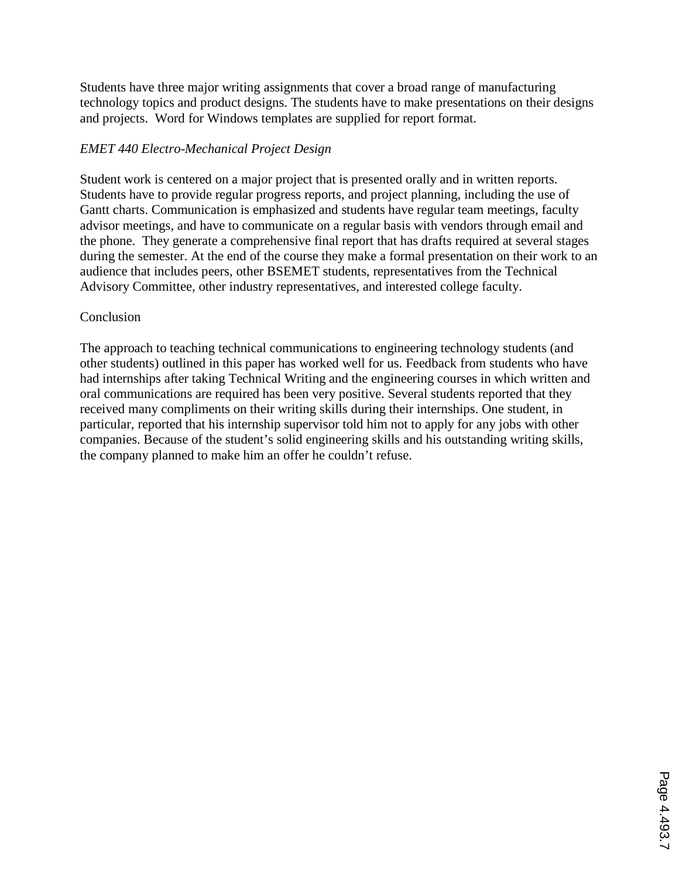Students have three major writing assignments that cover a broad range of manufacturing technology topics and product designs. The students have to make presentations on their designs and projects. Word for Windows templates are supplied for report format.

*EMET 440 Electro-Mechanical Project Design*

Student work is centered on a major project that is presented orally and in written reports. Students have to provide regular progress reports, and project planning, including the use of Gantt charts. Communication is emphasized and students have regular team meetings, faculty advisor meetings, and have to communicate on a regular basis with vendors through email and the phone. They generate a comprehensive final report that has drafts required at several stages during the semester. At the end of the course they make a formal presentation on their work to an audience that includes peers, other BSEMET students, representatives from the Technical Advisory Committee, other industry representatives, and interested college faculty.

## Conclusion

The approach to teaching technical communications to engineering technology students (and other students) outlined in this paper has worked well for us. Feedback from students who have had internships after taking Technical Writing and the engineering courses in which written and oral communications are required has been very positive. Several students reported that they received many compliments on their writing skills during their internships. One student, in particular, reported that his internship supervisor told him not to apply for any jobs with other companies. Because of the student's solid engineering skills and his outstanding writing skills, the company planned to make him an offer he couldn't refuse.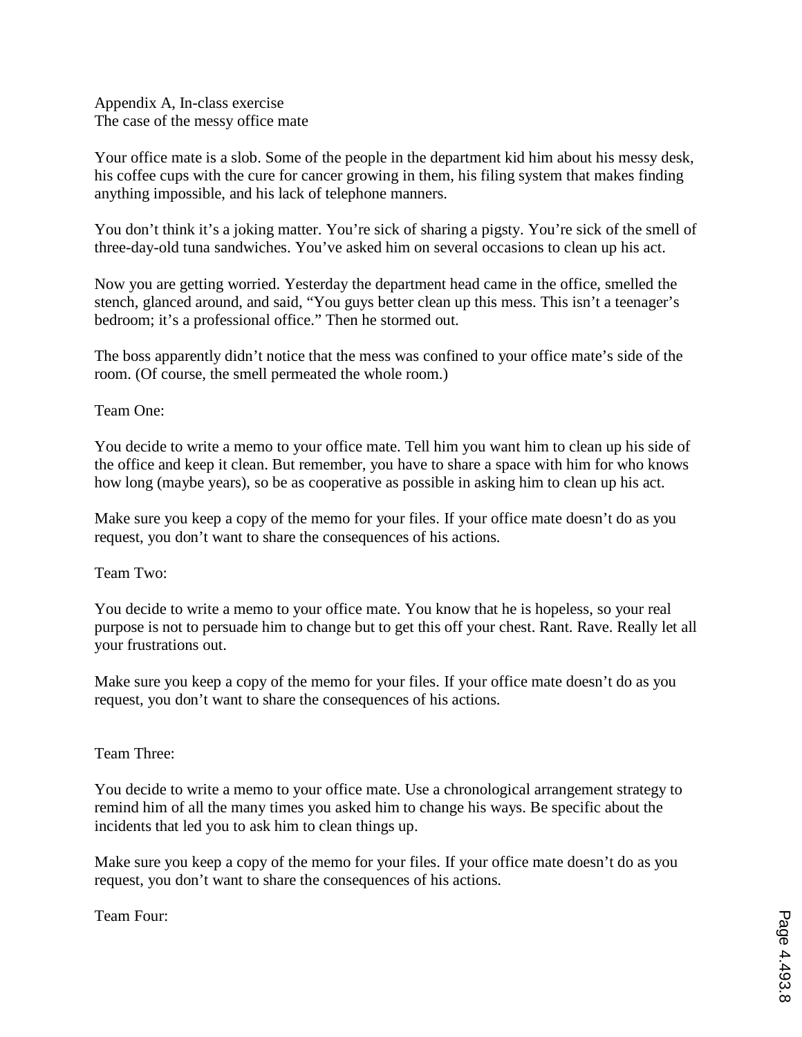Appendix A, In-class exercise
The case of the messy office mate

Your office mate is a slob. Some of the people in the department kid him about his messy desk, his coffee cups with the cure for cancer growing in them, his filing system that makes finding anything impossible, and his lack of telephone manners.

You don't think it's a joking matter. You're sick of sharing a pigsty. You're sick of the smell of three-day-old tuna sandwiches. You've asked him on several occasions to clean up his act.

Now you are getting worried. Yesterday the department head came in the office, smelled the stench, glanced around, and said, "You guys better clean up this mess. This isn't a teenager's bedroom; it's a professional office." Then he stormed out.

The boss apparently didn't notice that the mess was confined to your office mate's side of the room. (Of course, the smell permeated the whole room.)

Team One:

You decide to write a memo to your office mate. Tell him you want him to clean up his side of the office and keep it clean. But remember, you have to share a space with him for who knows how long (maybe years), so be as cooperative as possible in asking him to clean up his act.

Make sure you keep a copy of the memo for your files. If your office mate doesn't do as you request, you don't want to share the consequences of his actions.

Team Two:

You decide to write a memo to your office mate. You know that he is hopeless, so your real purpose is not to persuade him to change but to get this off your chest. Rant. Rave. Really let all your frustrations out.

Make sure you keep a copy of the memo for your files. If your office mate doesn't do as you request, you don't want to share the consequences of his actions.

Team Three:

You decide to write a memo to your office mate. Use a chronological arrangement strategy to remind him of all the many times you asked him to change his ways. Be specific about the incidents that led you to ask him to clean things up.

Make sure you keep a copy of the memo for your files. If your office mate doesn't do as you request, you don't want to share the consequences of his actions.

Team Four: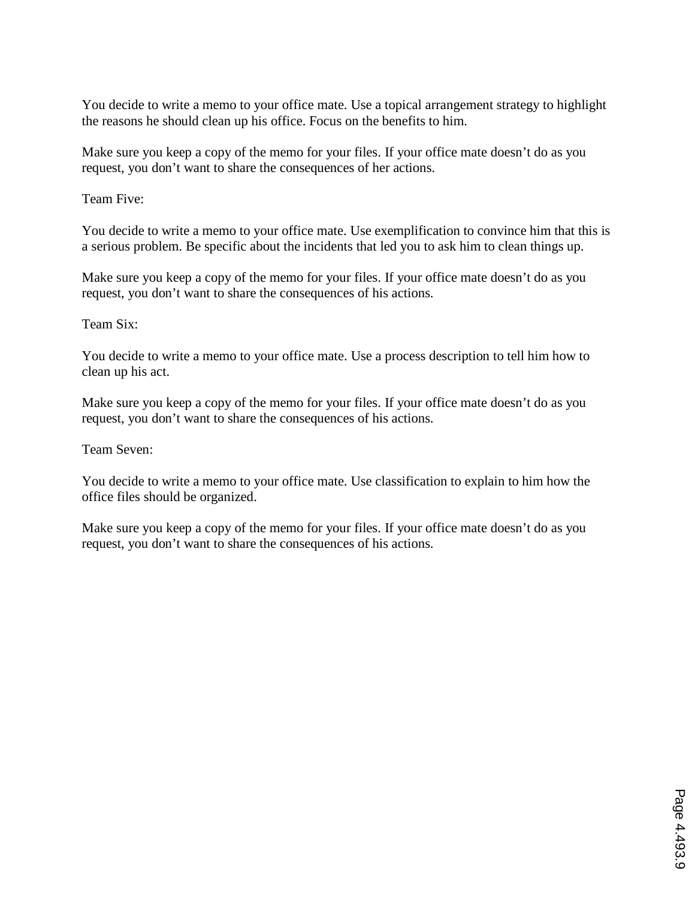You decide to write a memo to your office mate. Use a topical arrangement strategy to highlight the reasons he should clean up his office. Focus on the benefits to him.

Make sure you keep a copy of the memo for your files. If your office mate doesn't do as you request, you don't want to share the consequences of her actions.

Team Five:

You decide to write a memo to your office mate. Use exemplification to convince him that this is a serious problem. Be specific about the incidents that led you to ask him to clean things up.

Make sure you keep a copy of the memo for your files. If your office mate doesn't do as you request, you don't want to share the consequences of his actions.

Team Six:

You decide to write a memo to your office mate. Use a process description to tell him how to clean up his act.

Make sure you keep a copy of the memo for your files. If your office mate doesn't do as you request, you don't want to share the consequences of his actions.

Team Seven:

You decide to write a memo to your office mate. Use classification to explain to him how the office files should be organized.

Make sure you keep a copy of the memo for your files. If your office mate doesn't do as you request, you don't want to share the consequences of his actions.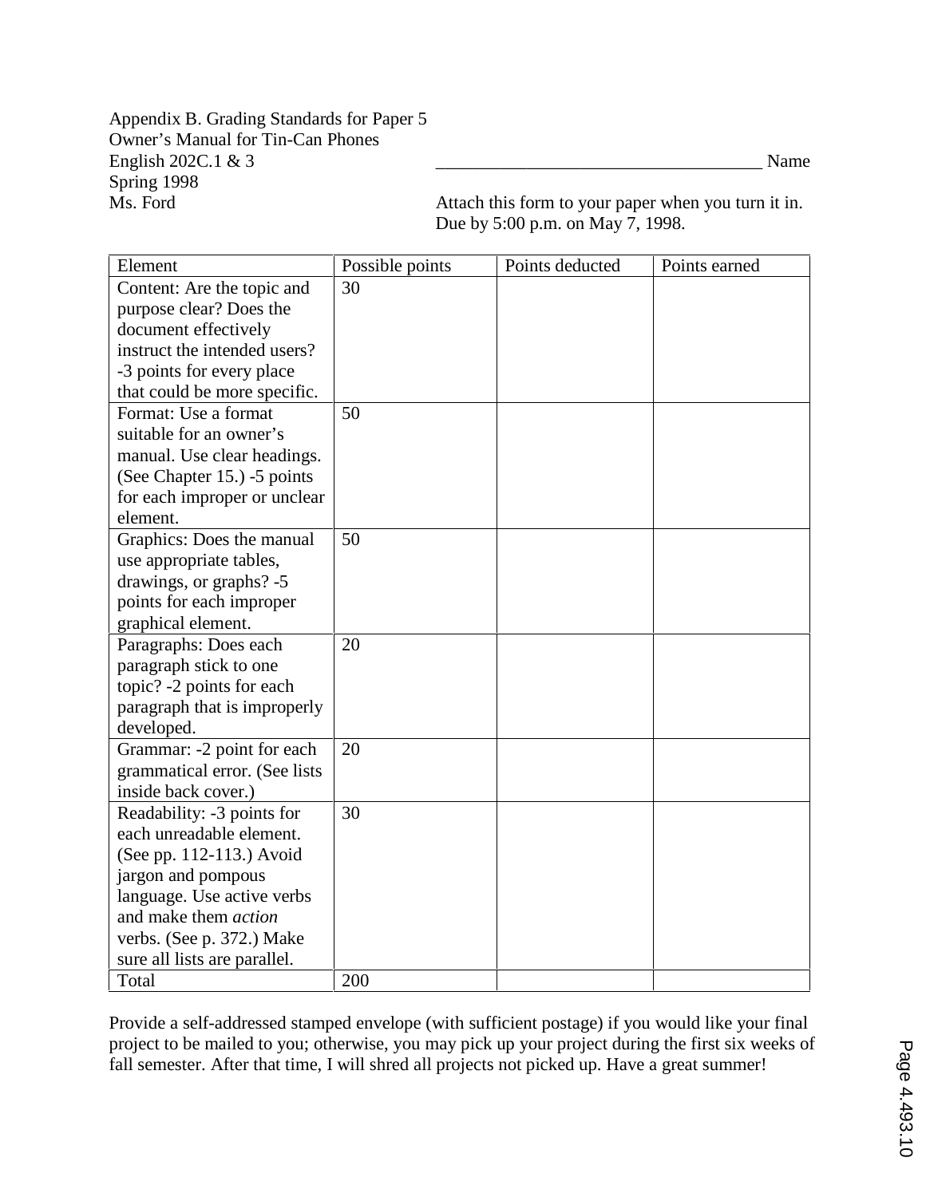Appendix B. Grading Standards for Paper 5
Owner's Manual for Tin-Can Phones
English 202C.1 & 3 ____________________________________ Name
Spring 1998
Ms. Ford

Attach this form to your paper when you turn it in.
Due by 5:00 p.m. on May 7, 1998.

| Element | Possible points | Points deducted | Points earned |
|---|---|---|---|
| Content: Are the topic and purpose clear? Does the document effectively instruct the intended users? -3 points for every place that could be more specific. | 30 | | |
| Format: Use a format suitable for an owner's manual. Use clear headings. (See Chapter 15.) -5 points for each improper or unclear element. | 50 | | |
| Graphics: Does the manual use appropriate tables, drawings, or graphs? -5 points for each improper graphical element. | 50 | | |
| Paragraphs: Does each paragraph stick to one topic? -2 points for each paragraph that is improperly developed. | 20 | | |
| Grammar: -2 point for each grammatical error. (See lists inside back cover.) | 20 | | |
| Readability: -3 points for each unreadable element. (See pp. 112-113.) Avoid jargon and pompous language. Use active verbs and make them *action* verbs. (See p. 372.) Make sure all lists are parallel. | 30 | | |
| Total | 200 | | |

Provide a self-addressed stamped envelope (with sufficient postage) if you would like your final project to be mailed to you; otherwise, you may pick up your project during the first six weeks of fall semester. After that time, I will shred all projects not picked up. Have a great summer!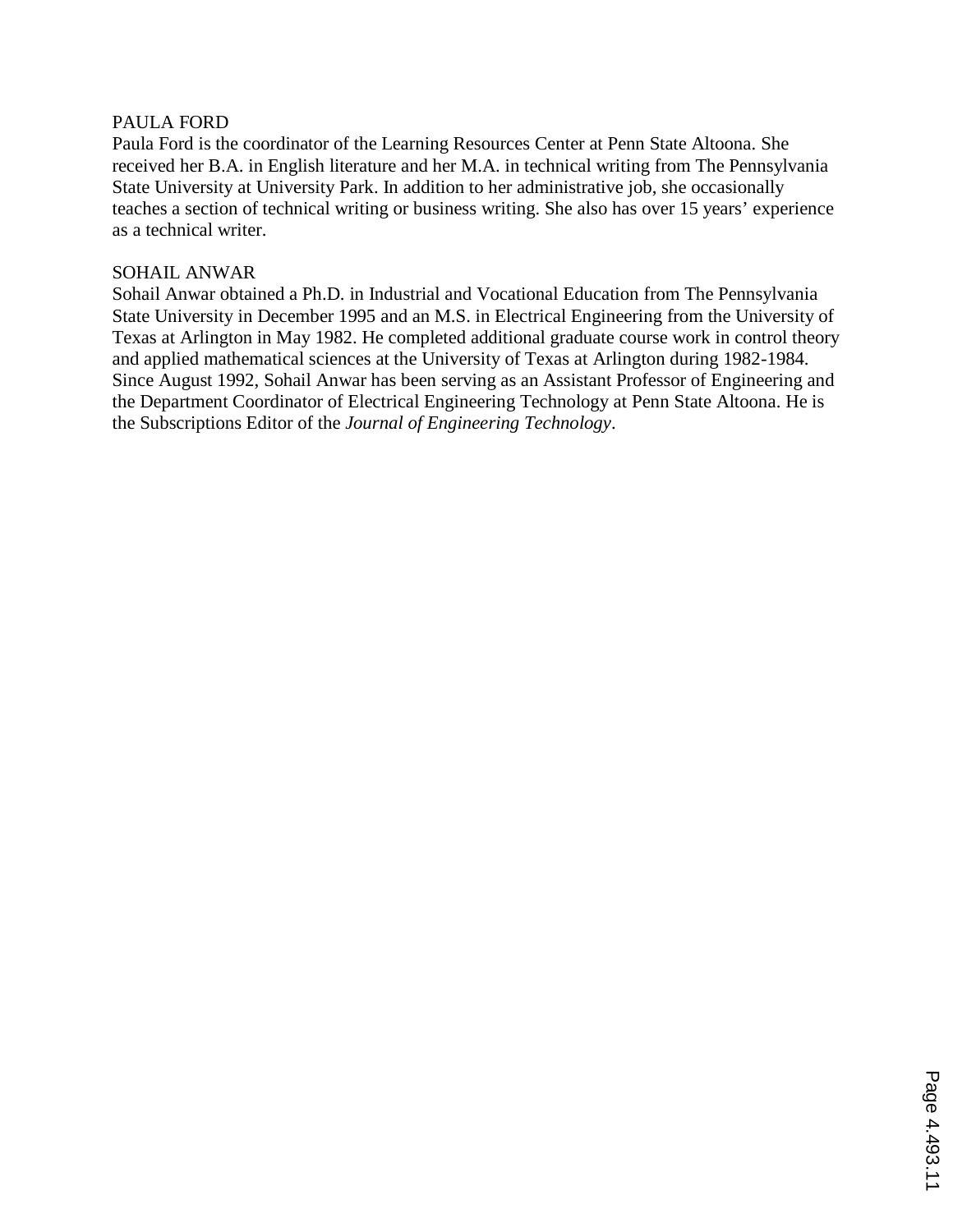PAULA FORD

Paula Ford is the coordinator of the Learning Resources Center at Penn State Altoona. She received her B.A. in English literature and her M.A. in technical writing from The Pennsylvania State University at University Park. In addition to her administrative job, she occasionally teaches a section of technical writing or business writing. She also has over 15 years' experience as a technical writer.

SOHAIL ANWAR

Sohail Anwar obtained a Ph.D. in Industrial and Vocational Education from The Pennsylvania State University in December 1995 and an M.S. in Electrical Engineering from the University of Texas at Arlington in May 1982. He completed additional graduate course work in control theory and applied mathematical sciences at the University of Texas at Arlington during 1982-1984. Since August 1992, Sohail Anwar has been serving as an Assistant Professor of Engineering and the Department Coordinator of Electrical Engineering Technology at Penn State Altoona. He is the Subscriptions Editor of the *Journal of Engineering Technology*.